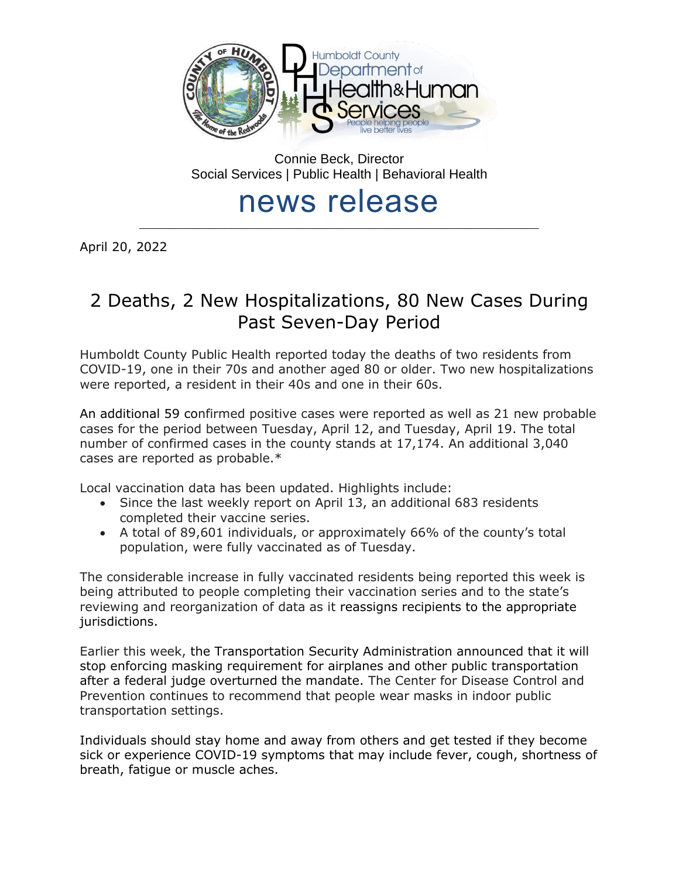Connie Beck, Director
Social Services | Public Health | Behavioral Health

# news release

April 20, 2022

## 2 Deaths, 2 New Hospitalizations, 80 New Cases During Past Seven-Day Period

Humboldt County Public Health reported today the deaths of two residents from COVID-19, one in their 70s and another aged 80 or older. Two new hospitalizations were reported, a resident in their 40s and one in their 60s.

An additional 59 confirmed positive cases were reported as well as 21 new probable cases for the period between Tuesday, April 12, and Tuesday, April 19. The total number of confirmed cases in the county stands at 17,174. An additional 3,040 cases are reported as probable.*

Local vaccination data has been updated. Highlights include:

- Since the last weekly report on April 13, an additional 683 residents completed their vaccine series.
- A total of 89,601 individuals, or approximately 66% of the county's total population, were fully vaccinated as of Tuesday.

The considerable increase in fully vaccinated residents being reported this week is being attributed to people completing their vaccination series and to the state's reviewing and reorganization of data as it reassigns recipients to the appropriate jurisdictions.

Earlier this week, the Transportation Security Administration announced that it will stop enforcing masking requirement for airplanes and other public transportation after a federal judge overturned the mandate. The Center for Disease Control and Prevention continues to recommend that people wear masks in indoor public transportation settings.

Individuals should stay home and away from others and get tested if they become sick or experience COVID-19 symptoms that may include fever, cough, shortness of breath, fatigue or muscle aches.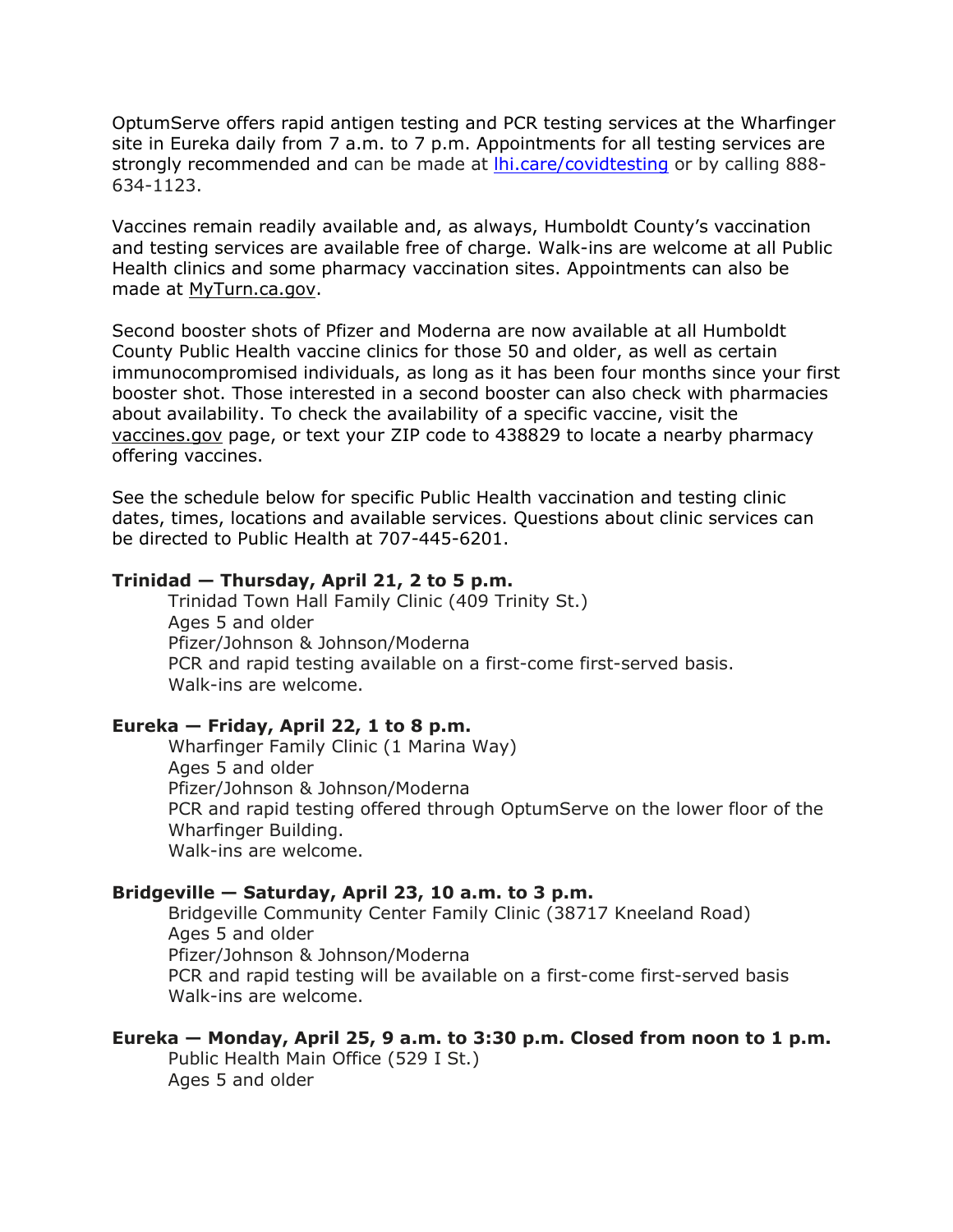OptumServe offers rapid antigen testing and PCR testing services at the Wharfinger site in Eureka daily from 7 a.m. to 7 p.m. Appointments for all testing services are strongly recommended and can be made at [lhi.care/covidtesting](lhi.care/covidtesting) or by calling 888-634-1123.

Vaccines remain readily available and, as always, Humboldt County's vaccination and testing services are available free of charge. Walk-ins are welcome at all Public Health clinics and some pharmacy vaccination sites. Appointments can also be made at MyTurn.ca.gov.

Second booster shots of Pfizer and Moderna are now available at all Humboldt County Public Health vaccine clinics for those 50 and older, as well as certain immunocompromised individuals, as long as it has been four months since your first booster shot. Those interested in a second booster can also check with pharmacies about availability. To check the availability of a specific vaccine, visit the vaccines.gov page, or text your ZIP code to 438829 to locate a nearby pharmacy offering vaccines.

See the schedule below for specific Public Health vaccination and testing clinic dates, times, locations and available services. Questions about clinic services can be directed to Public Health at 707-445-6201.

**Trinidad — Thursday, April 21, 2 to 5 p.m.**

Trinidad Town Hall Family Clinic (409 Trinity St.)
Ages 5 and older
Pfizer/Johnson & Johnson/Moderna
PCR and rapid testing available on a first-come first-served basis.
Walk-ins are welcome.

**Eureka — Friday, April 22, 1 to 8 p.m.**

Wharfinger Family Clinic (1 Marina Way)
Ages 5 and older
Pfizer/Johnson & Johnson/Moderna
PCR and rapid testing offered through OptumServe on the lower floor of the Wharfinger Building.
Walk-ins are welcome.

**Bridgeville — Saturday, April 23, 10 a.m. to 3 p.m.**

Bridgeville Community Center Family Clinic (38717 Kneeland Road)
Ages 5 and older
Pfizer/Johnson & Johnson/Moderna
PCR and rapid testing will be available on a first-come first-served basis
Walk-ins are welcome.

**Eureka — Monday, April 25, 9 a.m. to 3:30 p.m. Closed from noon to 1 p.m.**

Public Health Main Office (529 I St.)
Ages 5 and older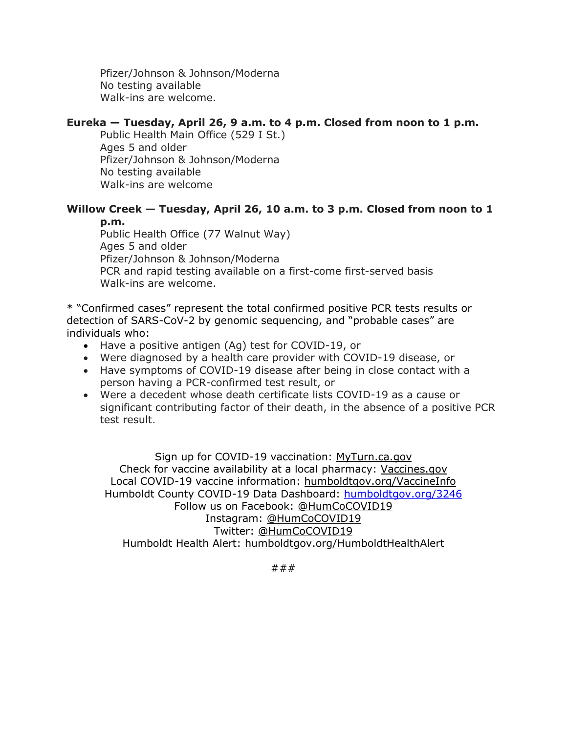Pfizer/Johnson & Johnson/Moderna
No testing available
Walk-ins are welcome.

**Eureka — Tuesday, April 26, 9 a.m. to 4 p.m. Closed from noon to 1 p.m.**

Public Health Main Office (529 I St.)
Ages 5 and older
Pfizer/Johnson & Johnson/Moderna
No testing available
Walk-ins are welcome

**Willow Creek — Tuesday, April 26, 10 a.m. to 3 p.m. Closed from noon to 1 p.m.**

Public Health Office (77 Walnut Way)
Ages 5 and older
Pfizer/Johnson & Johnson/Moderna
PCR and rapid testing available on a first-come first-served basis
Walk-ins are welcome.

* "Confirmed cases" represent the total confirmed positive PCR tests results or detection of SARS-CoV-2 by genomic sequencing, and "probable cases" are individuals who:

- Have a positive antigen (Ag) test for COVID-19, or
- Were diagnosed by a health care provider with COVID-19 disease, or
- Have symptoms of COVID-19 disease after being in close contact with a person having a PCR-confirmed test result, or
- Were a decedent whose death certificate lists COVID-19 as a cause or significant contributing factor of their death, in the absence of a positive PCR test result.

Sign up for COVID-19 vaccination: MyTurn.ca.gov
Check for vaccine availability at a local pharmacy: Vaccines.gov
Local COVID-19 vaccine information: humboldtgov.org/VaccineInfo
Humboldt County COVID-19 Data Dashboard: humboldtgov.org/3246
Follow us on Facebook: @HumCoCOVID19
Instagram: @HumCoCOVID19
Twitter: @HumCoCOVID19
Humboldt Health Alert: humboldtgov.org/HumboldtHealthAlert

###